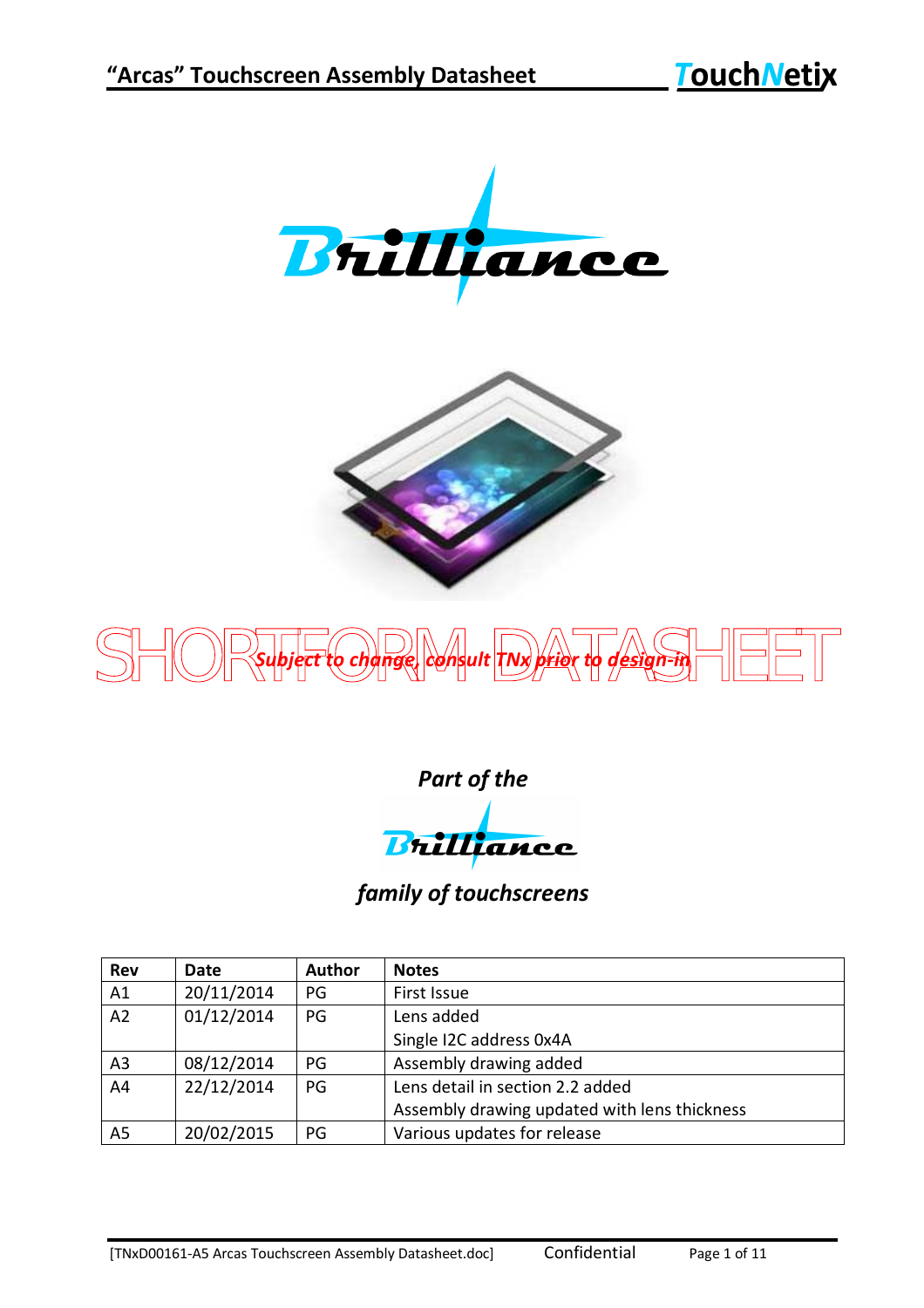# "Arcas" Touchscreen Assembly Datasheet

SHORTFORM DATASHEET

*Subject to change, consult TNx prior to design-in*

*Part of the*

*Brilliance*

*family of touchscreens*

| Rev | Date | Author | Notes |
|---|---|---|---|
| A1 | 20/11/2014 | PG | First Issue |
| A2 | 01/12/2014 | PG | Lens added<br>Single I2C address 0x4A |
| A3 | 08/12/2014 | PG | Assembly drawing added |
| A4 | 22/12/2014 | PG | Lens detail in section 2.2 added<br>Assembly drawing updated with lens thickness |
| A5 | 20/02/2015 | PG | Various updates for release |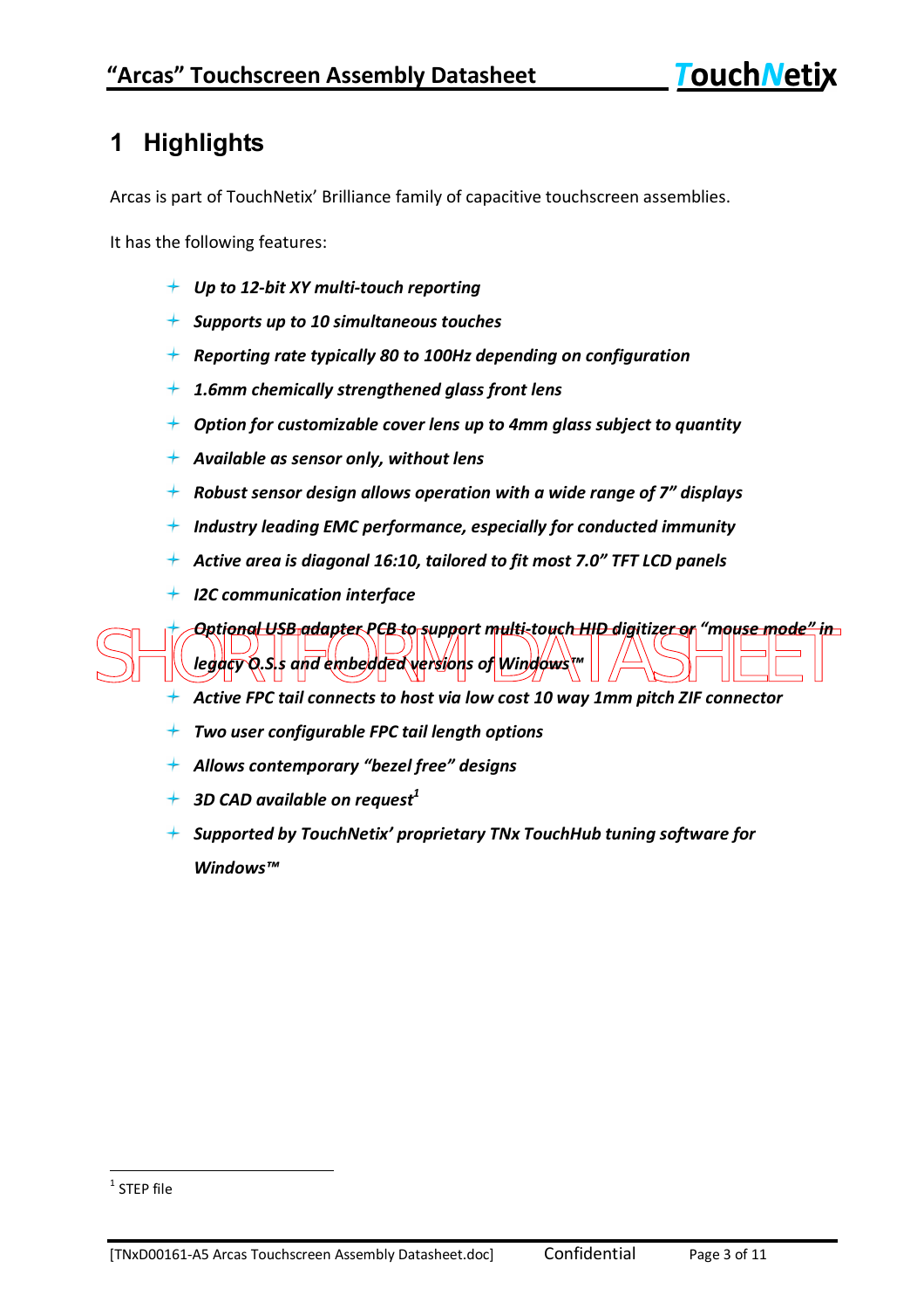# 1 Highlights

Arcas is part of TouchNetix' Brilliance family of capacitive touchscreen assemblies.

It has the following features:

- *Up to 12-bit XY multi-touch reporting*
- *Supports up to 10 simultaneous touches*
- *Reporting rate typically 80 to 100Hz depending on configuration*
- *1.6mm chemically strengthened glass front lens*
- *Option for customizable cover lens up to 4mm glass subject to quantity*
- *Available as sensor only, without lens*
- *Robust sensor design allows operation with a wide range of 7" displays*
- *Industry leading EMC performance, especially for conducted immunity*
- *Active area is diagonal 16:10, tailored to fit most 7.0" TFT LCD panels*
- *I2C communication interface*
- *Optional USB adapter PCB to support multi-touch HID digitizer or "mouse mode" in legacy O.S.s and embedded versions of Windows™*
- *Active FPC tail connects to host via low cost 10 way 1mm pitch ZIF connector*
- *Two user configurable FPC tail length options*
- *Allows contemporary "bezel free" designs*
- *3D CAD available on request*[1]
- *Supported by TouchNetix' proprietary TNx TouchHub tuning software for Windows™*

SHORTFORM DATASHEET

[1] STEP file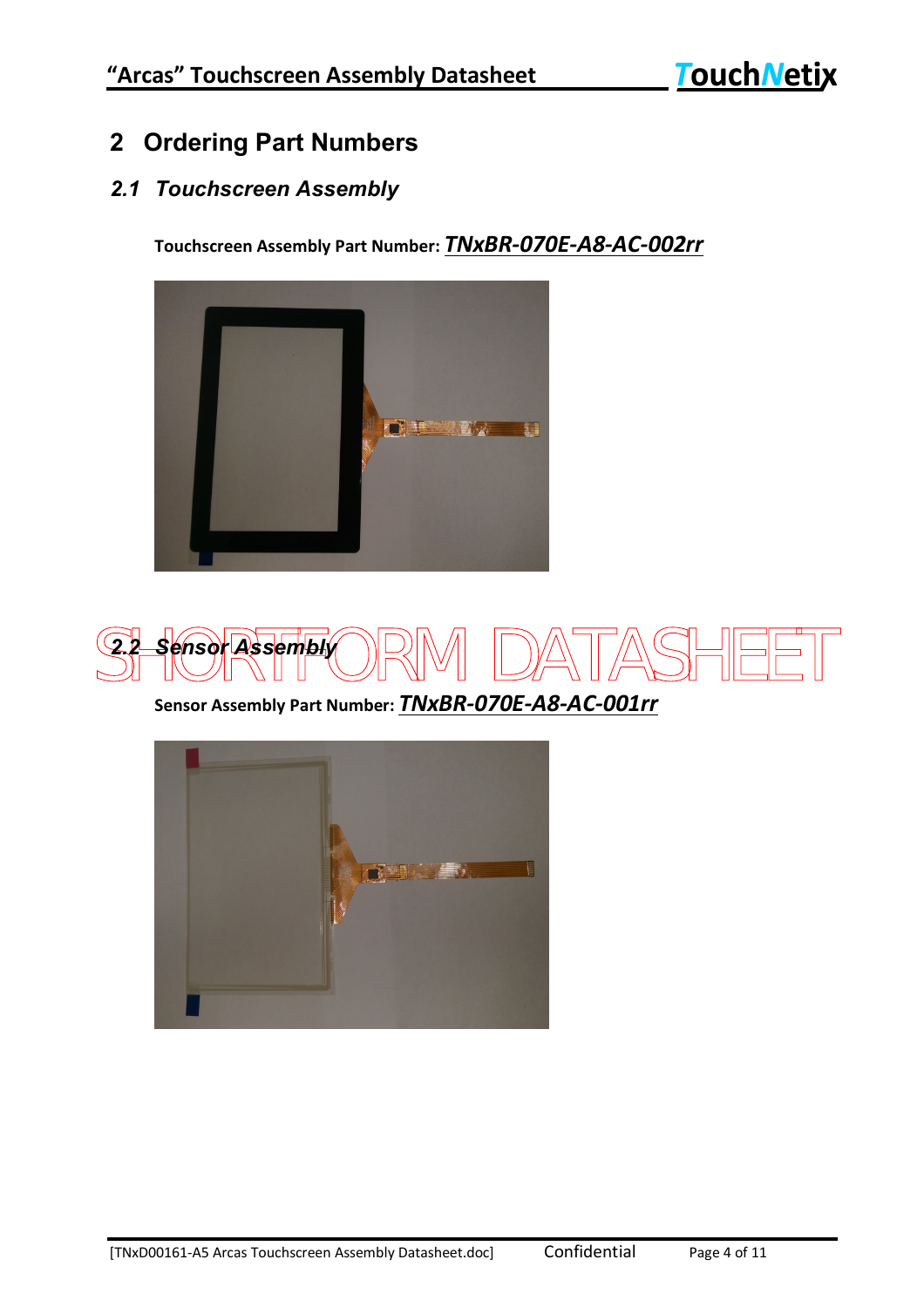# 2 Ordering Part Numbers

## 2.1 Touchscreen Assembly

**Touchscreen Assembly Part Number:** ***TNxBR-070E-A8-AC-002rr***

SHORTFORM DATASHEET

## 2.2 Sensor Assembly

**Sensor Assembly Part Number:** ***TNxBR-070E-A8-AC-001rr***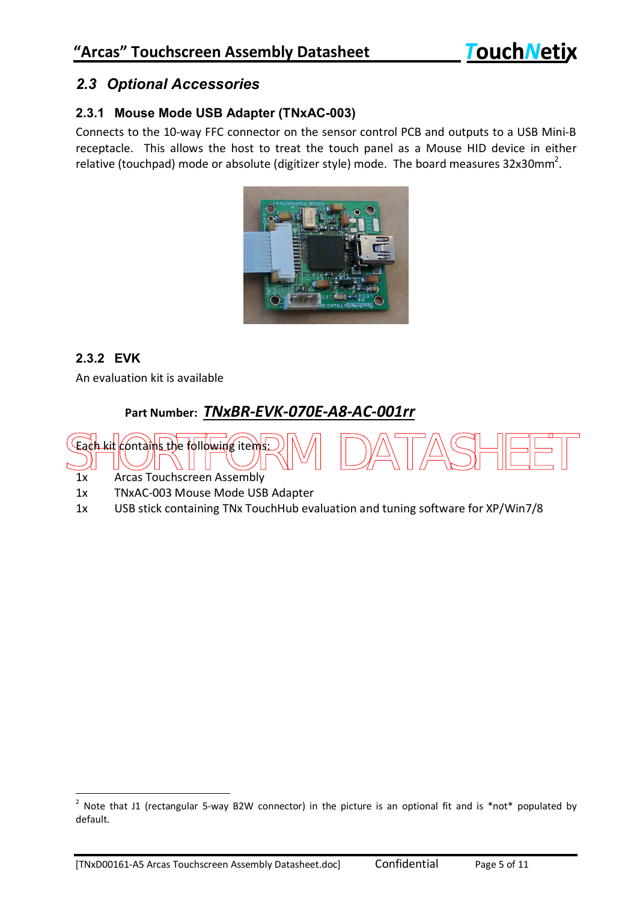## 2.3 Optional Accessories

### 2.3.1 Mouse Mode USB Adapter (TNxAC-003)

Connects to the 10-way FFC connector on the sensor control PCB and outputs to a USB Mini-B receptacle. This allows the host to treat the touch panel as a Mouse HID device in either relative (touchpad) mode or absolute (digitizer style) mode. The board measures $32x30mm^2$.

### 2.3.2 EVK

An evaluation kit is available

**Part Number:** ***TNxBR-EVK-070E-A8-AC-001rr***

SHORTFORM DATASHEET

Each kit contains the following items:

1x Arcas Touchscreen Assembly
1x TNxAC-003 Mouse Mode USB Adapter
1x USB stick containing TNx TouchHub evaluation and tuning software for XP/Win7/8

[2] Note that J1 (rectangular 5-way B2W connector) in the picture is an optional fit and is *not* populated by default.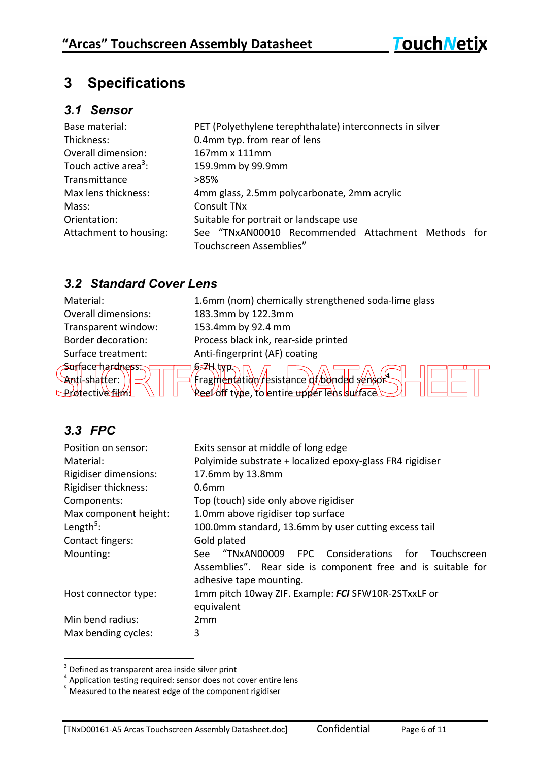# 3 Specifications

## 3.1 Sensor

| | |
|---|---|
| Base material: | PET (Polyethylene terephthalate) interconnects in silver |
| Thickness: | 0.4mm typ. from rear of lens |
| Overall dimension: | 167mm x 111mm |
| Touch active area[3]: | 159.9mm by 99.9mm |
| Transmittance | >85% |
| Max lens thickness: | 4mm glass, 2.5mm polycarbonate, 2mm acrylic |
| Mass: | Consult TNx |
| Orientation: | Suitable for portrait or landscape use |
| Attachment to housing: | See "TNxAN00010 Recommended Attachment Methods for Touchscreen Assemblies" |

## 3.2 Standard Cover Lens

| | |
|---|---|
| Material: | 1.6mm (nom) chemically strengthened soda-lime glass |
| Overall dimensions: | 183.3mm by 122.3mm |
| Transparent window: | 153.4mm by 92.4 mm |
| Border decoration: | Process black ink, rear-side printed |
| Surface treatment: | Anti-fingerprint (AF) coating |
| Surface hardness: | 6-7H typ. |
| Anti-shatter: | Fragmentation resistance of bonded sensor[4] |
| Protective film: | Peel off type, to entire upper lens surface |

## 3.3 FPC

| | |
|---|---|
| Position on sensor: | Exits sensor at middle of long edge |
| Material: | Polyimide substrate + localized epoxy-glass FR4 rigidiser |
| Rigidiser dimensions: | 17.6mm by 13.8mm |
| Rigidiser thickness: | 0.6mm |
| Components: | Top (touch) side only above rigidiser |
| Max component height: | 1.0mm above rigidiser top surface |
| Length[5]: | 100.0mm standard, 13.6mm by user cutting excess tail |
| Contact fingers: | Gold plated |
| Mounting: | See "TNxAN00009 FPC Considerations for Touchscreen Assemblies". Rear side is component free and is suitable for adhesive tape mounting. |
| Host connector type: | 1mm pitch 10way ZIF. Example: ***FCI*** SFW10R-2STxxLF or equivalent |
| Min bend radius: | 2mm |
| Max bending cycles: | 3 |

[3] Defined as transparent area inside silver print
[4] Application testing required: sensor does not cover entire lens
[5] Measured to the nearest edge of the component rigidiser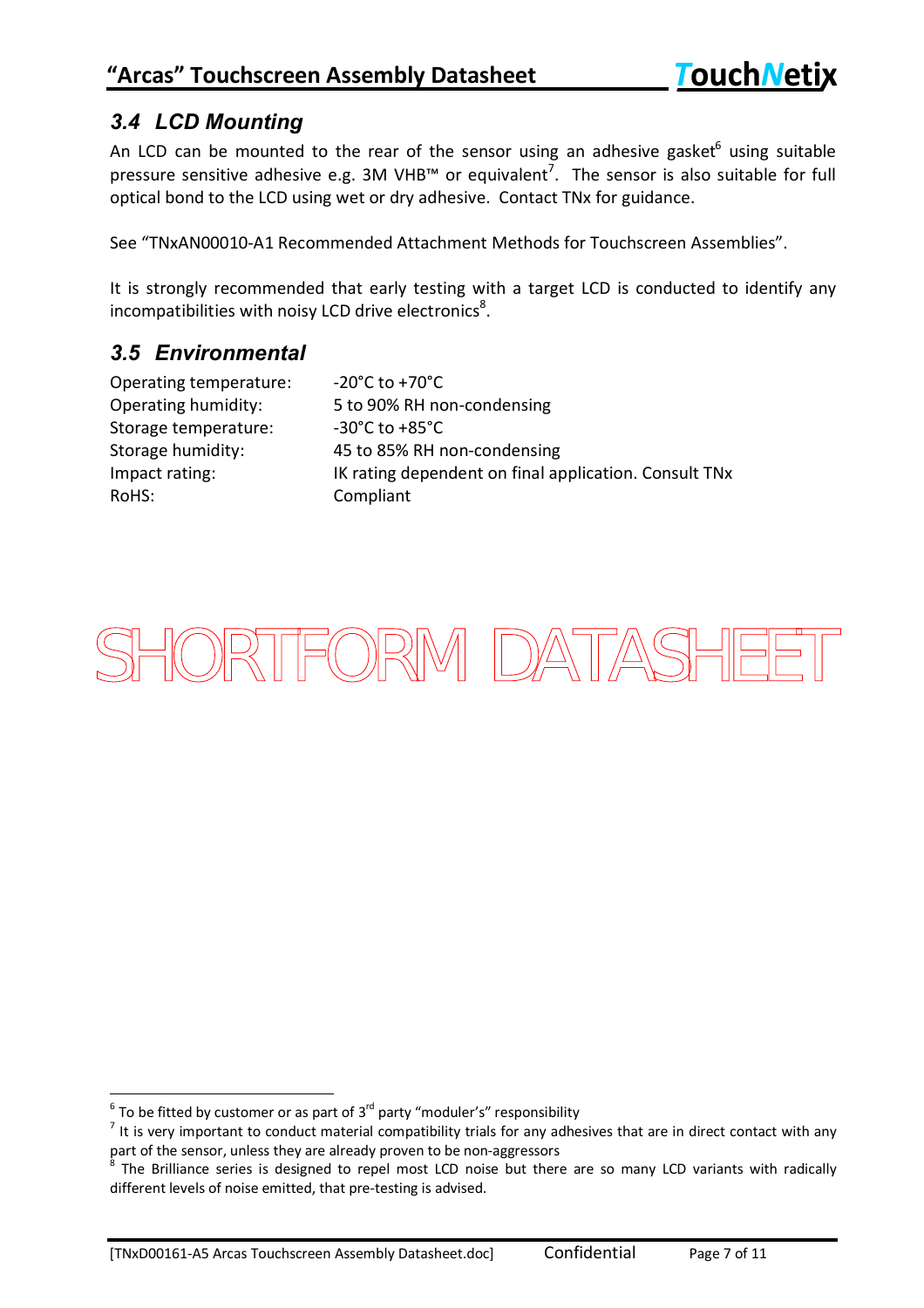### 3.4 LCD Mounting

An LCD can be mounted to the rear of the sensor using an adhesive gasket[6] using suitable pressure sensitive adhesive e.g. 3M VHB™ or equivalent[7]. The sensor is also suitable for full optical bond to the LCD using wet or dry adhesive. Contact TNx for guidance.

See "TNxAN00010-A1 Recommended Attachment Methods for Touchscreen Assemblies".

It is strongly recommended that early testing with a target LCD is conducted to identify any incompatibilities with noisy LCD drive electronics[8].

### 3.5 Environmental

| | |
|---|---|
| Operating temperature: | -20°C to +70°C |
| Operating humidity: | 5 to 90% RH non-condensing |
| Storage temperature: | -30°C to +85°C |
| Storage humidity: | 45 to 85% RH non-condensing |
| Impact rating: | IK rating dependent on final application. Consult TNx |
| RoHS: | Compliant |

SHORTFORM DATASHEET

[6] To be fitted by customer or as part of 3rd party "moduler's" responsibility

[7] It is very important to conduct material compatibility trials for any adhesives that are in direct contact with any part of the sensor, unless they are already proven to be non-aggressors

[8] The Brilliance series is designed to repel most LCD noise but there are so many LCD variants with radically different levels of noise emitted, that pre-testing is advised.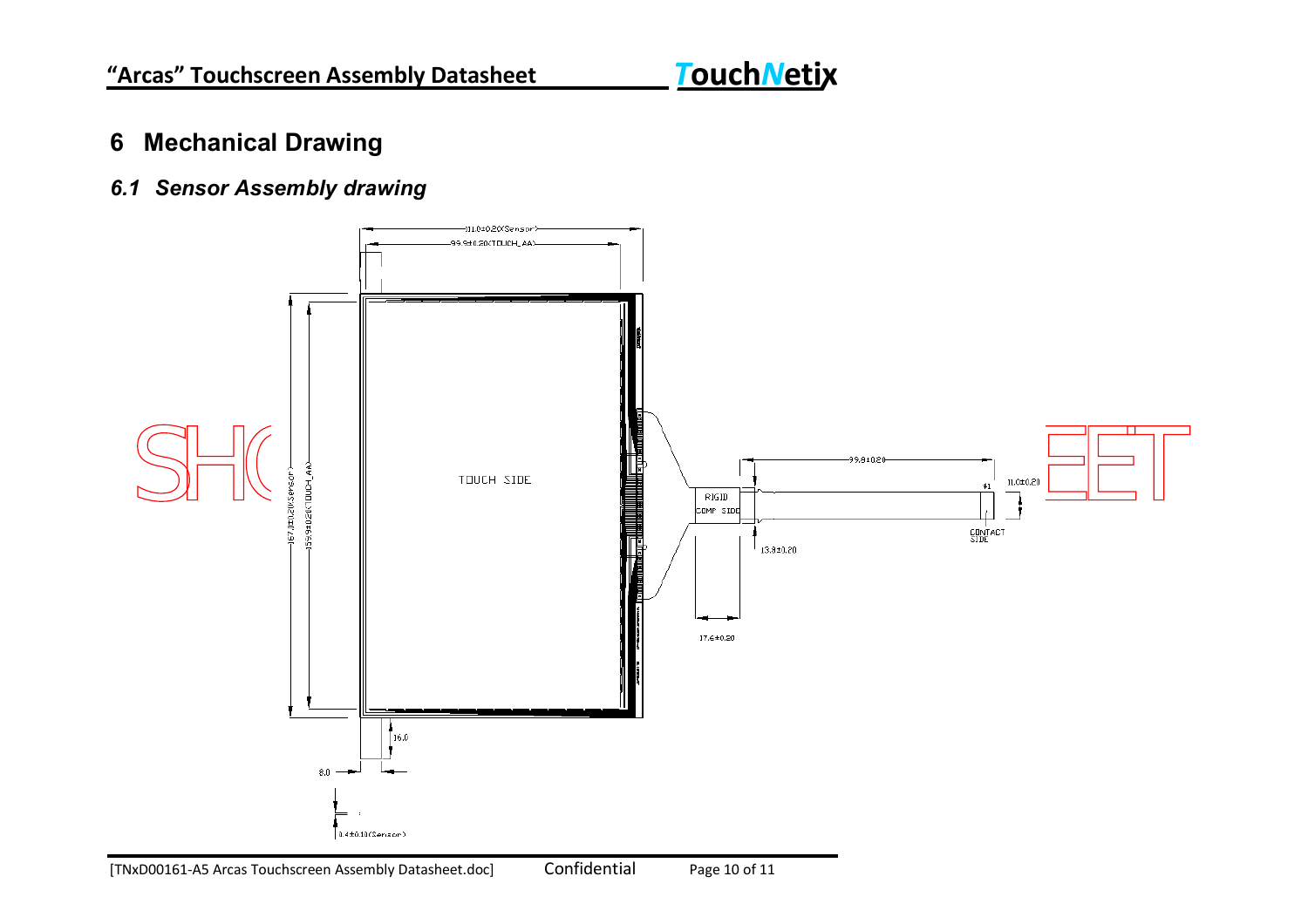# 6 Mechanical Drawing

## *6.1 Sensor Assembly drawing*

111.0±0.20(Sensor)

99.9±0.20(TOUCH_AA)

167.0±0.20(Sensor)

159.9±0.2(TOUCH_AA)

TOUCH SIDE

RIGID

COMP SIDE

99.8±0.20

#1

11.0±0.20

CONTACT SIDE

13.8±0.20

17.6±0.20

16.0

8.0

0.4±0.10(Sensor)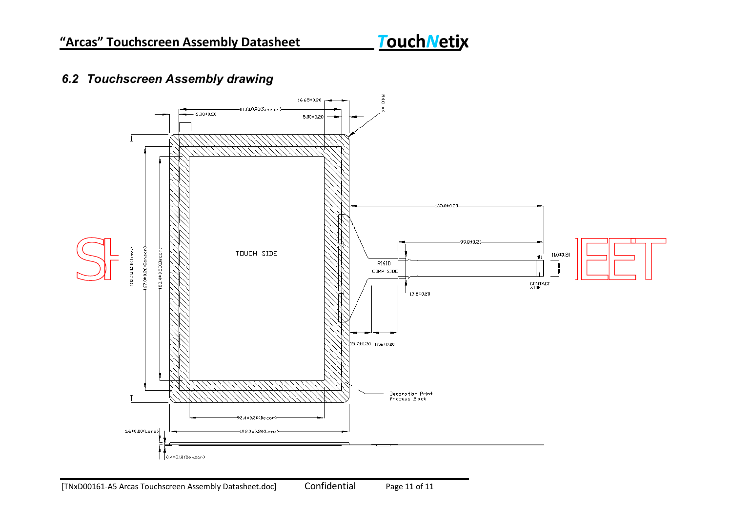### 6.2 Touchscreen Assembly drawing

16.65±0.20

111.0±0.20(Sensor)

6.30±0.20

5.00±0.20

R4.0 x4

183.0±0.20(Lens)

167.0±0.20(Sensor)

153.4±0.20(Decor)

TOUCH SIDE

133.0±0.20

99.8±0.20

RIGID

COMP SIDE

#1

11.0±0.20

CONTACT SIDE

13.8±0.20

15.7±0.20

17.6±0.20

Decoration Print Process Black

92.4±0.20(Decor)

122.3±0.20(Lens)

1.6±0.20(Lens)

0.4±0.10(Sensor)